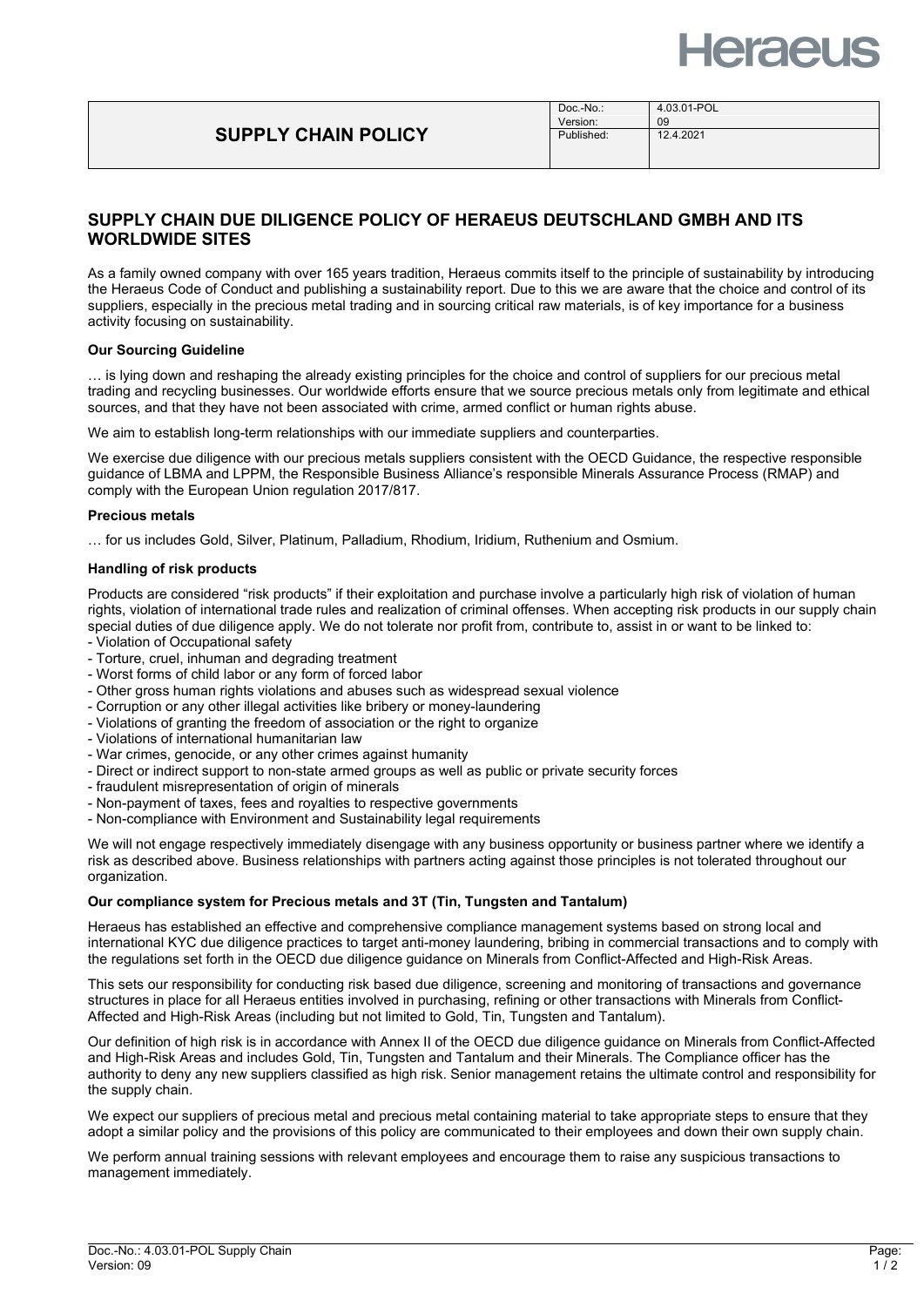| SUPPLY CHAIN POLICY | Doc.-No.: | 4.03.01-POL |
|---|---|---|
| | Version: | 09 |
| | Published: | 12.4.2021 |

## SUPPLY CHAIN DUE DILIGENCE POLICY OF HERAEUS DEUTSCHLAND GMBH AND ITS WORLDWIDE SITES

As a family owned company with over 165 years tradition, Heraeus commits itself to the principle of sustainability by introducing the Heraeus Code of Conduct and publishing a sustainability report. Due to this we are aware that the choice and control of its suppliers, especially in the precious metal trading and in sourcing critical raw materials, is of key importance for a business activity focusing on sustainability.

**Our Sourcing Guideline**

… is lying down and reshaping the already existing principles for the choice and control of suppliers for our precious metal trading and recycling businesses. Our worldwide efforts ensure that we source precious metals only from legitimate and ethical sources, and that they have not been associated with crime, armed conflict or human rights abuse.

We aim to establish long-term relationships with our immediate suppliers and counterparties.

We exercise due diligence with our precious metals suppliers consistent with the OECD Guidance, the respective responsible guidance of LBMA and LPPM, the Responsible Business Alliance's responsible Minerals Assurance Process (RMAP) and comply with the European Union regulation 2017/817.

**Precious metals**

… for us includes Gold, Silver, Platinum, Palladium, Rhodium, Iridium, Ruthenium and Osmium.

**Handling of risk products**

Products are considered "risk products" if their exploitation and purchase involve a particularly high risk of violation of human rights, violation of international trade rules and realization of criminal offenses. When accepting risk products in our supply chain special duties of due diligence apply. We do not tolerate nor profit from, contribute to, assist in or want to be linked to:

- Violation of Occupational safety
- Torture, cruel, inhuman and degrading treatment
- Worst forms of child labor or any form of forced labor
- Other gross human rights violations and abuses such as widespread sexual violence
- Corruption or any other illegal activities like bribery or money-laundering
- Violations of granting the freedom of association or the right to organize
- Violations of international humanitarian law
- War crimes, genocide, or any other crimes against humanity
- Direct or indirect support to non-state armed groups as well as public or private security forces
- fraudulent misrepresentation of origin of minerals
- Non-payment of taxes, fees and royalties to respective governments
- Non-compliance with Environment and Sustainability legal requirements

We will not engage respectively immediately disengage with any business opportunity or business partner where we identify a risk as described above. Business relationships with partners acting against those principles is not tolerated throughout our organization.

**Our compliance system for Precious metals and 3T (Tin, Tungsten and Tantalum)**

Heraeus has established an effective and comprehensive compliance management systems based on strong local and international KYC due diligence practices to target anti-money laundering, bribing in commercial transactions and to comply with the regulations set forth in the OECD due diligence guidance on Minerals from Conflict-Affected and High-Risk Areas.

This sets our responsibility for conducting risk based due diligence, screening and monitoring of transactions and governance structures in place for all Heraeus entities involved in purchasing, refining or other transactions with Minerals from Conflict-Affected and High-Risk Areas (including but not limited to Gold, Tin, Tungsten and Tantalum).

Our definition of high risk is in accordance with Annex II of the OECD due diligence guidance on Minerals from Conflict-Affected and High-Risk Areas and includes Gold, Tin, Tungsten and Tantalum and their Minerals. The Compliance officer has the authority to deny any new suppliers classified as high risk. Senior management retains the ultimate control and responsibility for the supply chain.

We expect our suppliers of precious metal and precious metal containing material to take appropriate steps to ensure that they adopt a similar policy and the provisions of this policy are communicated to their employees and down their own supply chain.

We perform annual training sessions with relevant employees and encourage them to raise any suspicious transactions to management immediately.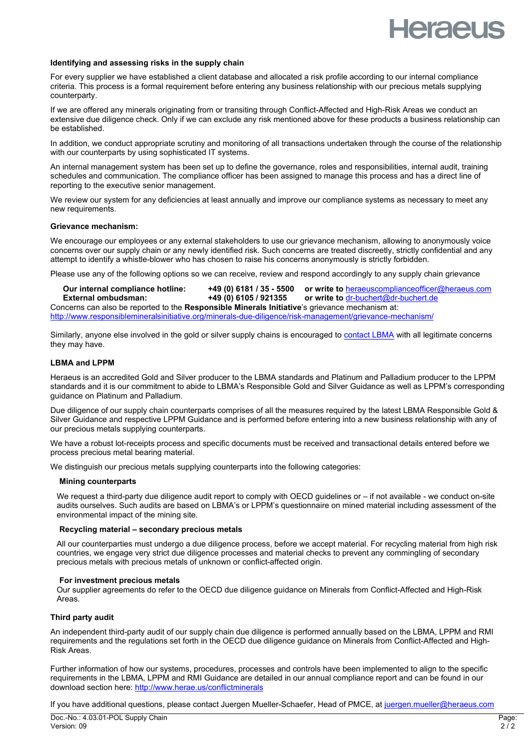### Identifying and assessing risks in the supply chain

For every supplier we have established a client database and allocated a risk profile according to our internal compliance criteria. This process is a formal requirement before entering any business relationship with our precious metals supplying counterparty.

If we are offered any minerals originating from or transiting through Conflict-Affected and High-Risk Areas we conduct an extensive due diligence check. Only if we can exclude any risk mentioned above for these products a business relationship can be established.

In addition, we conduct appropriate scrutiny and monitoring of all transactions undertaken through the course of the relationship with our counterparts by using sophisticated IT systems.

An internal management system has been set up to define the governance, roles and responsibilities, internal audit, training schedules and communication. The compliance officer has been assigned to manage this process and has a direct line of reporting to the executive senior management.

We review our system for any deficiencies at least annually and improve our compliance systems as necessary to meet any new requirements.

### Grievance mechanism:

We encourage our employees or any external stakeholders to use our grievance mechanism, allowing to anonymously voice concerns over our supply chain or any newly identified risk. Such concerns are treated discreetly, strictly confidential and any attempt to identify a whistle-blower who has chosen to raise his concerns anonymously is strictly forbidden.

Please use any of the following options so we can receive, review and respond accordingly to any supply chain grievance

**Our internal compliance hotline:** **+49 (0) 6181 / 35 - 5500** **or write to** heraeuscomplianceofficer@heraeus.com
**External ombudsman:** **+49 (0) 6105 / 921355** **or write to** dr-buchert@dr-buchert.de

Concerns can also be reported to the **Responsible Minerals Initiative**'s grievance mechanism at:
http://www.responsiblemineralsinitiative.org/minerals-due-diligence/risk-management/grievance-mechanism/

Similarly, anyone else involved in the gold or silver supply chains is encouraged to contact LBMA with all legitimate concerns they may have.

### LBMA and LPPM

Heraeus is an accredited Gold and Silver producer to the LBMA standards and Platinum and Palladium producer to the LPPM standards and it is our commitment to abide to LBMA's Responsible Gold and Silver Guidance as well as LPPM's corresponding guidance on Platinum and Palladium.

Due diligence of our supply chain counterparts comprises of all the measures required by the latest LBMA Responsible Gold & Silver Guidance and respective LPPM Guidance and is performed before entering into a new business relationship with any of our precious metals supplying counterparts.

We have a robust lot-receipts process and specific documents must be received and transactional details entered before we process precious metal bearing material.

We distinguish our precious metals supplying counterparts into the following categories:

#### Mining counterparts

We request a third-party due diligence audit report to comply with OECD guidelines or – if not available - we conduct on-site audits ourselves. Such audits are based on LBMA's or LPPM's questionnaire on mined material including assessment of the environmental impact of the mining site.

#### Recycling material – secondary precious metals

All our counterparties must undergo a due diligence process, before we accept material. For recycling material from high risk countries, we engage very strict due diligence processes and material checks to prevent any commingling of secondary precious metals with precious metals of unknown or conflict-affected origin.

#### For investment precious metals

Our supplier agreements do refer to the OECD due diligence guidance on Minerals from Conflict-Affected and High-Risk Areas.

### Third party audit

An independent third-party audit of our supply chain due diligence is performed annually based on the LBMA, LPPM and RMI requirements and the regulations set forth in the OECD due diligence guidance on Minerals from Conflict-Affected and High-Risk Areas.

Further information of how our systems, procedures, processes and controls have been implemented to align to the specific requirements in the LBMA, LPPM and RMI Guidance are detailed in our annual compliance report and can be found in our download section here: http://www.herae.us/conflictminerals

If you have additional questions, please contact Juergen Mueller-Schaefer, Head of PMCE, at juergen.mueller@heraeus.com

Doc.-No.: 4.03.01-POL Supply Chain
Version: 09